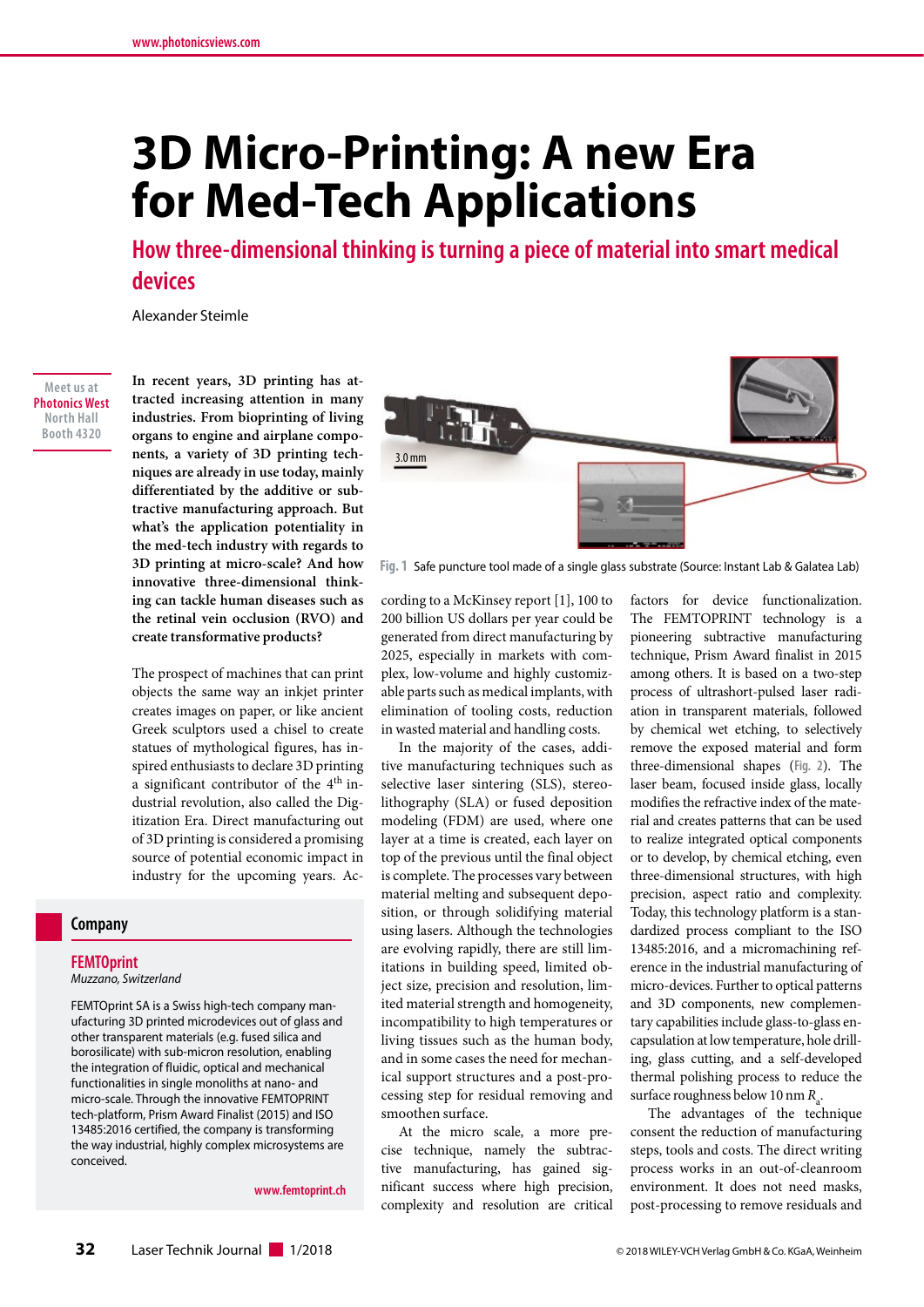# 3D Micro-Printing: A new Era for Med-Tech Applications

## How three-dimensional thinking is turning a piece of material into smart medical devices

Alexander Steimle

Meet us at Photonics West North Hall Booth 4320

**In recent years, 3D printing has attracted increasing attention in many industries. From bioprinting of living organs to engine and airplane components, a variety of 3D printing techniques are already in use today, mainly differentiated by the additive or subtractive manufacturing approach. But what's the application potentiality in the med-tech industry with regards to 3D printing at micro-scale? And how innovative three-dimensional thinking can tackle human diseases such as the retinal vein occlusion (RVO) and create transformative products?**

The prospect of machines that can print objects the same way an inkjet printer creates images on paper, or like ancient Greek sculptors used a chisel to create statues of mythological figures, has inspired enthusiasts to declare 3D printing a significant contributor of the 4th industrial revolution, also called the Digitization Era. Direct manufacturing out of 3D printing is considered a promising source of potential economic impact in industry for the upcoming years. According to a McKinsey report [1], 100 to 200 billion US dollars per year could be generated from direct manufacturing by 2025, especially in markets with complex, low-volume and highly customizable parts such as medical implants, with elimination of tooling costs, reduction in wasted material and handling costs.

Fig. 1 Safe puncture tool made of a single glass substrate (Source: Instant Lab & Galatea Lab)

In the majority of the cases, additive manufacturing techniques such as selective laser sintering (SLS), stereolithography (SLA) or fused deposition modeling (FDM) are used, where one layer at a time is created, each layer on top of the previous until the final object is complete. The processes vary between material melting and subsequent deposition, or through solidifying material using lasers. Although the technologies are evolving rapidly, there are still limitations in building speed, limited object size, precision and resolution, limited material strength and homogeneity, incompatibility to high temperatures or living tissues such as the human body, and in some cases the need for mechanical support structures and a post-processing step for residual removing and smoothen surface.

At the micro scale, a more precise technique, namely the subtractive manufacturing, has gained significant success where high precision, complexity and resolution are critical factors for device functionalization. The FEMTOPRINT technology is a pioneering subtractive manufacturing technique, Prism Award finalist in 2015 among others. It is based on a two-step process of ultrashort-pulsed laser radiation in transparent materials, followed by chemical wet etching, to selectively remove the exposed material and form three-dimensional shapes (Fig. 2). The laser beam, focused inside glass, locally modifies the refractive index of the material and creates patterns that can be used to realize integrated optical components or to develop, by chemical etching, even three-dimensional structures, with high precision, aspect ratio and complexity. Today, this technology platform is a standardized process compliant to the ISO 13485:2016, and a micromachining reference in the industrial manufacturing of micro-devices. Further to optical patterns and 3D components, new complementary capabilities include glass-to-glass encapsulation at low temperature, hole drilling, glass cutting, and a self-developed thermal polishing process to reduce the surface roughness below 10 nm $R_a$.

The advantages of the technique consent the reduction of manufacturing steps, tools and costs. The direct writing process works in an out-of-cleanroom environment. It does not need masks, post-processing to remove residuals and

### Company

**FEMTOprint**
*Muzzano, Switzerland*

FEMTOprint SA is a Swiss high-tech company manufacturing 3D printed microdevices out of glass and other transparent materials (e.g. fused silica and borosilicate) with sub-micron resolution, enabling the integration of fluidic, optical and mechanical functionalities in single monoliths at nano- and micro-scale. Through the innovative FEMTOPRINT tech-platform, Prism Award Finalist (2015) and ISO 13485:2016 certified, the company is transforming the way industrial, highly complex microsystems are conceived.

www.femtoprint.ch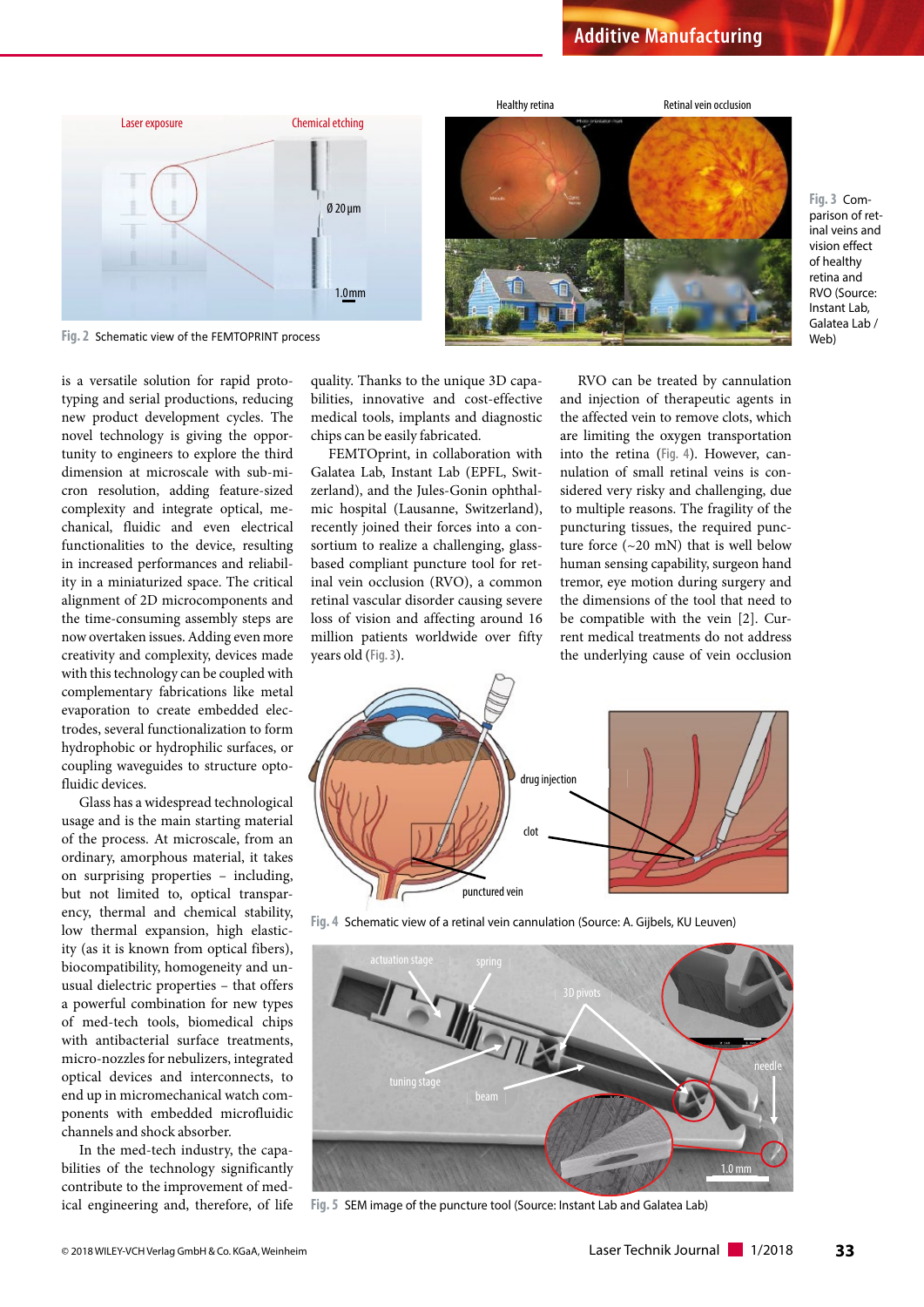Fig. 2 Schematic view of the FEMTOPRINT process

Fig. 3 Comparison of retinal veins and vision effect of healthy retina and RVO (Source: Instant Lab, Galatea Lab / Web)

is a versatile solution for rapid prototyping and serial productions, reducing new product development cycles. The novel technology is giving the opportunity to engineers to explore the third dimension at microscale with sub-micron resolution, adding feature-sized complexity and integrate optical, mechanical, fluidic and even electrical functionalities to the device, resulting in increased performances and reliability in a miniaturized space. The critical alignment of 2D microcomponents and the time-consuming assembly steps are now overtaken issues. Adding even more creativity and complexity, devices made with this technology can be coupled with complementary fabrications like metal evaporation to create embedded electrodes, several functionalization to form hydrophobic or hydrophilic surfaces, or coupling waveguides to structure optofluidic devices.

Glass has a widespread technological usage and is the main starting material of the process. At microscale, from an ordinary, amorphous material, it takes on surprising properties – including, but not limited to, optical transparency, thermal and chemical stability, low thermal expansion, high elasticity (as it is known from optical fibers), biocompatibility, homogeneity and unusual dielectric properties – that offers a powerful combination for new types of med-tech tools, biomedical chips with antibacterial surface treatments, micro-nozzles for nebulizers, integrated optical devices and interconnects, to end up in micromechanical watch components with embedded microfluidic channels and shock absorber.

In the med-tech industry, the capabilities of the technology significantly contribute to the improvement of medical engineering and, therefore, of life quality. Thanks to the unique 3D capabilities, innovative and cost-effective medical tools, implants and diagnostic chips can be easily fabricated.

FEMTOprint, in collaboration with Galatea Lab, Instant Lab (EPFL, Switzerland), and the Jules-Gonin ophthalmic hospital (Lausanne, Switzerland), recently joined their forces into a consortium to realize a challenging, glass-based compliant puncture tool for retinal vein occlusion (RVO), a common retinal vascular disorder causing severe loss of vision and affecting around 16 million patients worldwide over fifty years old (Fig. 3).

RVO can be treated by cannulation and injection of therapeutic agents in the affected vein to remove clots, which are limiting the oxygen transportation into the retina (Fig. 4). However, cannulation of small retinal veins is considered very risky and challenging, due to multiple reasons. The fragility of the puncturing tissues, the required puncture force (~20 mN) that is well below human sensing capability, surgeon hand tremor, eye motion during surgery and the dimensions of the tool that need to be compatible with the vein [2]. Current medical treatments do not address the underlying cause of vein occlusion

Fig. 4 Schematic view of a retinal vein cannulation (Source: A. Gijbels, KU Leuven)

Fig. 5 SEM image of the puncture tool (Source: Instant Lab and Galatea Lab)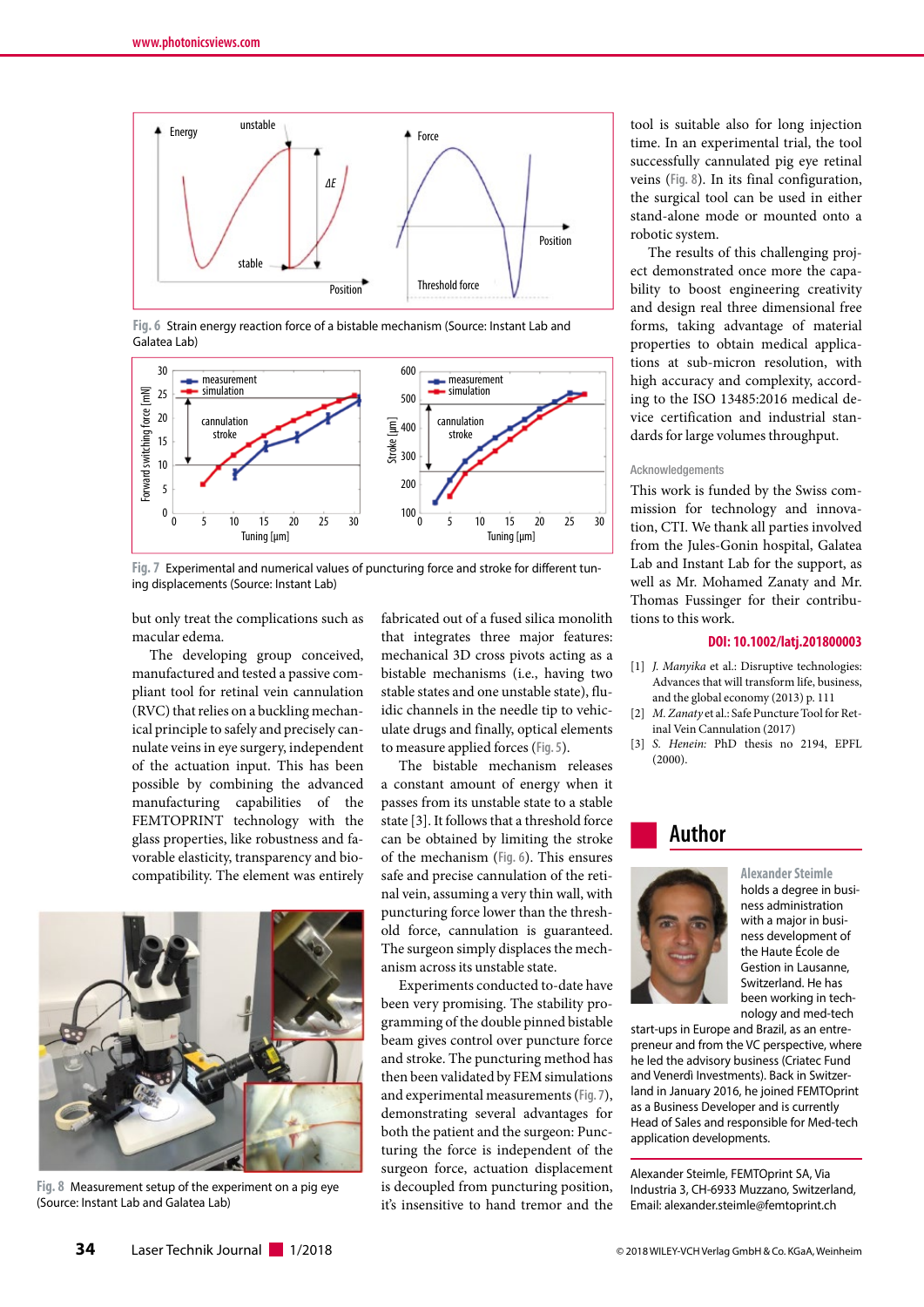Energy

unstable

ΔE

stable

Position

Force

Position

Threshold force

Fig. 6 Strain energy reaction force of a bistable mechanism (Source: Instant Lab and Galatea Lab)

30
25
20
15
10
5
0

Forward switching force [mN]

measurement
simulation

cannulation stroke

0 5 10 15 20 25 30

Tuning [µm]

600
500
400
300
200
100

Stroke [µm]

measurement
simulation

cannulation stroke

0 5 10 15 20 25 30

Tuning [µm]

Fig. 7 Experimental and numerical values of puncturing force and stroke for different tuning displacements (Source: Instant Lab)

but only treat the complications such as macular edema.

The developing group conceived, manufactured and tested a passive compliant tool for retinal vein cannulation (RVC) that relies on a buckling mechanical principle to safely and precisely cannulate veins in eye surgery, independent of the actuation input. This has been possible by combining the advanced manufacturing capabilities of the FEMTOPRINT technology with the glass properties, like robustness and favorable elasticity, transparency and biocompatibility. The element was entirely fabricated out of a fused silica monolith that integrates three major features: mechanical 3D cross pivots acting as a bistable mechanisms (i.e., having two stable states and one unstable state), fluidic channels in the needle tip to vehiculate drugs and finally, optical elements to measure applied forces (Fig. 5).

The bistable mechanism releases a constant amount of energy when it passes from its unstable state to a stable state [3]. It follows that a threshold force can be obtained by limiting the stroke of the mechanism (Fig. 6). This ensures safe and precise cannulation of the retinal vein, assuming a very thin wall, with puncturing force lower than the threshold force, cannulation is guaranteed. The surgeon simply displaces the mechanism across its unstable state.

Experiments conducted to-date have been very promising. The stability programming of the double pinned bistable beam gives control over puncture force and stroke. The puncturing method has then been validated by FEM simulations and experimental measurements (Fig. 7), demonstrating several advantages for both the patient and the surgeon: Puncturing the force is independent of the surgeon force, actuation displacement is decoupled from puncturing position, it's insensitive to hand tremor and the tool is suitable also for long injection time. In an experimental trial, the tool successfully cannulated pig eye retinal veins (Fig. 8). In its final configuration, the surgical tool can be used in either stand-alone mode or mounted onto a robotic system.

The results of this challenging project demonstrated once more the capability to boost engineering creativity and design real three dimensional free forms, taking advantage of material properties to obtain medical applications at sub-micron resolution, with high accuracy and complexity, according to the ISO 13485:2016 medical device certification and industrial standards for large volumes throughput.

Fig. 8 Measurement setup of the experiment on a pig eye (Source: Instant Lab and Galatea Lab)

#### Acknowledgements

This work is funded by the Swiss commission for technology and innovation, CTI. We thank all parties involved from the Jules-Gonin hospital, Galatea Lab and Instant Lab for the support, as well as Mr. Mohamed Zanaty and Mr. Thomas Fussinger for their contributions to this work.

**DOI: 10.1002/latj.201800003**

[1] *J. Manyika* et al.: Disruptive technologies: Advances that will transform life, business, and the global economy (2013) p. 111
[2] *M. Zanaty* et al.: Safe Puncture Tool for Retinal Vein Cannulation (2017)
[3] *S. Henein*: PhD thesis no 2194, EPFL (2000).

## Author

**Alexander Steimle** holds a degree in business administration with a major in business development of the Haute École de Gestion in Lausanne, Switzerland. He has been working in technology and med-tech start-ups in Europe and Brazil, as an entrepreneur and from the VC perspective, where he led the advisory business (Criatec Fund and Venerdì Investments). Back in Switzerland in January 2016, he joined FEMTOprint as a Business Developer and is currently Head of Sales and responsible for Med-tech application developments.

Alexander Steimle, FEMTOprint SA, Via Industria 3, CH-6933 Muzzano, Switzerland, Email: alexander.steimle@femtoprint.ch